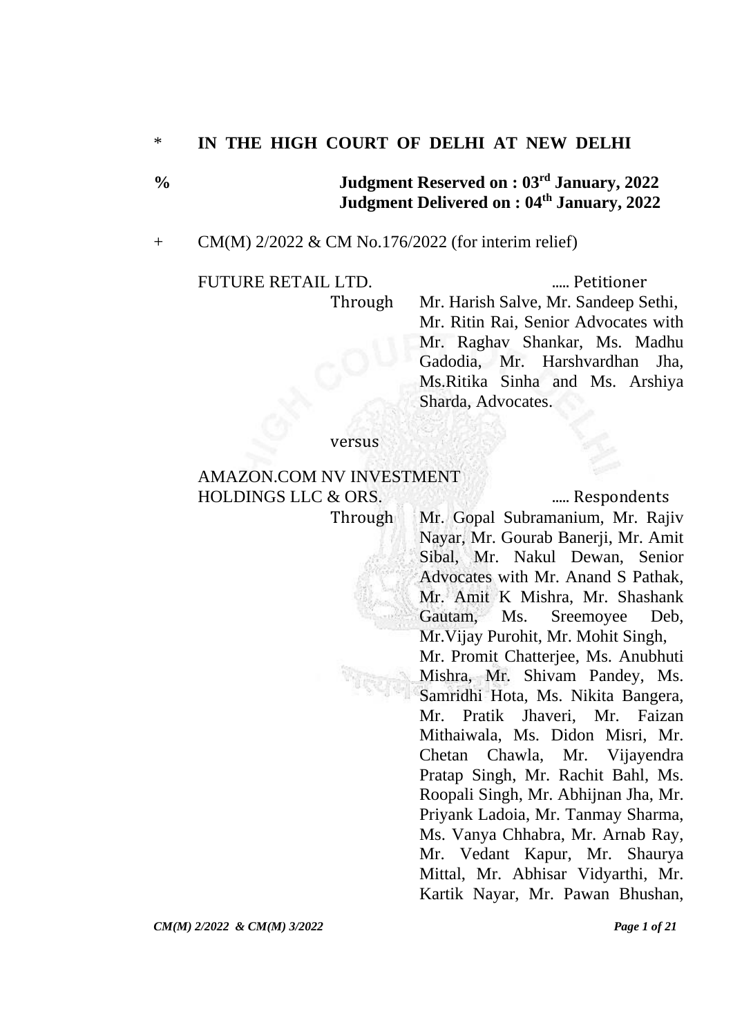\* **IN THE HIGH COURT OF DELHI AT NEW DELHI**

% **Judgment Reserved on : 03rd January, 2022**
**Judgment Delivered on : 04th January, 2022**

\+ CM(M) 2/2022 & CM No.176/2022 (for interim relief)

FUTURE RETAIL LTD. ..... Petitioner

Through Mr. Harish Salve, Mr. Sandeep Sethi, Mr. Ritin Rai, Senior Advocates with Mr. Raghav Shankar, Ms. Madhu Gadodia, Mr. Harshvardhan Jha, Ms.Ritika Sinha and Ms. Arshiya Sharda, Advocates.

versus

AMAZON.COM NV INVESTMENT HOLDINGS LLC & ORS. ..... Respondents

Through Mr. Gopal Subramanium, Mr. Rajiv Nayar, Mr. Gourab Banerji, Mr. Amit Sibal, Mr. Nakul Dewan, Senior Advocates with Mr. Anand S Pathak, Mr. Amit K Mishra, Mr. Shashank Gautam, Ms. Sreemoyee Deb, Mr.Vijay Purohit, Mr. Mohit Singh, Mr. Promit Chatterjee, Ms. Anubhuti Mishra, Mr. Shivam Pandey, Ms. Samridhi Hota, Ms. Nikita Bangera, Mr. Pratik Jhaveri, Mr. Faizan Mithaiwala, Ms. Didon Misri, Mr. Chetan Chawla, Mr. Vijayendra Pratap Singh, Mr. Rachit Bahl, Ms. Roopali Singh, Mr. Abhijnan Jha, Mr. Priyank Ladoia, Mr. Tanmay Sharma, Ms. Vanya Chhabra, Mr. Arnab Ray, Mr. Vedant Kapur, Mr. Shaurya Mittal, Mr. Abhisar Vidyarthi, Mr. Kartik Nayar, Mr. Pawan Bhushan,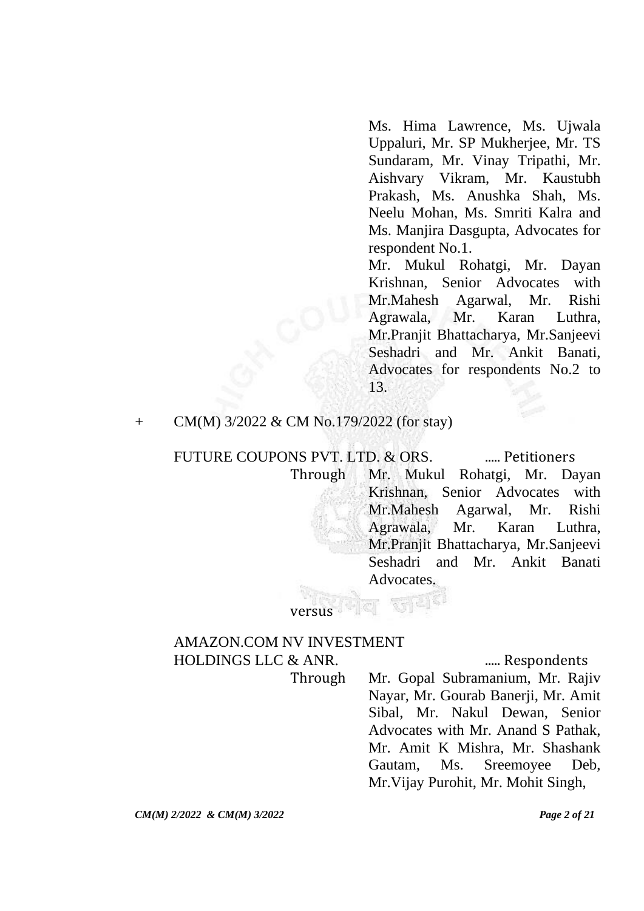Ms. Hima Lawrence, Ms. Ujwala Uppaluri, Mr. SP Mukherjee, Mr. TS Sundaram, Mr. Vinay Tripathi, Mr. Aishvary Vikram, Mr. Kaustubh Prakash, Ms. Anushka Shah, Ms. Neelu Mohan, Ms. Smriti Kalra and Ms. Manjira Dasgupta, Advocates for respondent No.1.

Mr. Mukul Rohatgi, Mr. Dayan Krishnan, Senior Advocates with Mr.Mahesh Agarwal, Mr. Rishi Agrawala, Mr. Karan Luthra, Mr.Pranjit Bhattacharya, Mr.Sanjeevi Seshadri and Mr. Ankit Banati, Advocates for respondents No.2 to 13.

\+ CM(M) 3/2022 & CM No.179/2022 (for stay)

FUTURE COUPONS PVT. LTD. & ORS. ..... Petitioners

Through Mr. Mukul Rohatgi, Mr. Dayan Krishnan, Senior Advocates with Mr.Mahesh Agarwal, Mr. Rishi Agrawala, Mr. Karan Luthra, Mr.Pranjit Bhattacharya, Mr.Sanjeevi Seshadri and Mr. Ankit Banati Advocates.

versus

AMAZON.COM NV INVESTMENT HOLDINGS LLC & ANR. ..... Respondents

Through Mr. Gopal Subramanium, Mr. Rajiv Nayar, Mr. Gourab Banerji, Mr. Amit Sibal, Mr. Nakul Dewan, Senior Advocates with Mr. Anand S Pathak, Mr. Amit K Mishra, Mr. Shashank Gautam, Ms. Sreemoyee Deb, Mr.Vijay Purohit, Mr. Mohit Singh,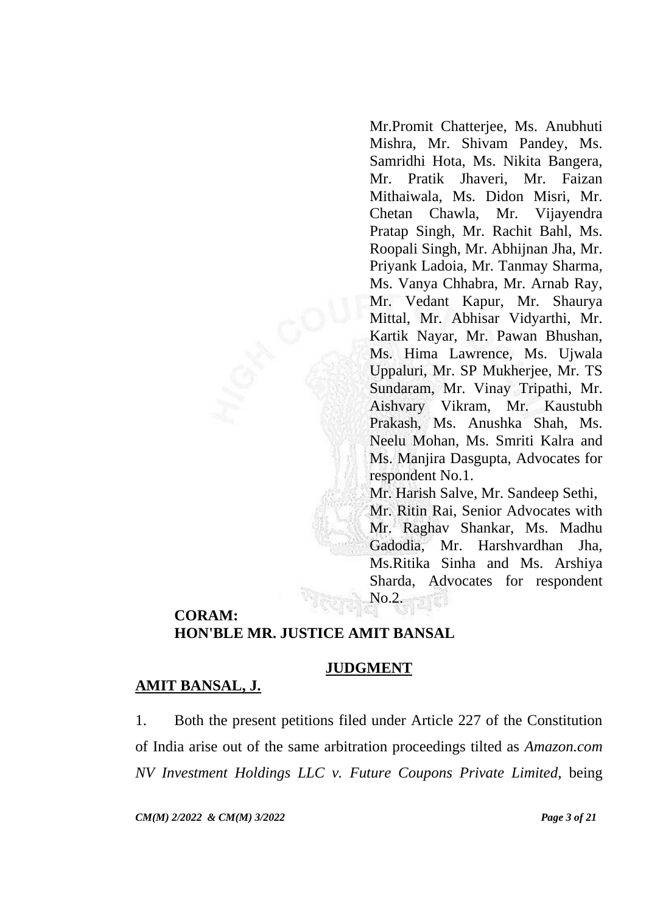Mr.Promit Chatterjee, Ms. Anubhuti Mishra, Mr. Shivam Pandey, Ms. Samridhi Hota, Ms. Nikita Bangera, Mr. Pratik Jhaveri, Mr. Faizan Mithaiwala, Ms. Didon Misri, Mr. Chetan Chawla, Mr. Vijayendra Pratap Singh, Mr. Rachit Bahl, Ms. Roopali Singh, Mr. Abhijnan Jha, Mr. Priyank Ladoia, Mr. Tanmay Sharma, Ms. Vanya Chhabra, Mr. Arnab Ray, Mr. Vedant Kapur, Mr. Shaurya Mittal, Mr. Abhisar Vidyarthi, Mr. Kartik Nayar, Mr. Pawan Bhushan, Ms. Hima Lawrence, Ms. Ujwala Uppaluri, Mr. SP Mukherjee, Mr. TS Sundaram, Mr. Vinay Tripathi, Mr. Aishvary Vikram, Mr. Kaustubh Prakash, Ms. Anushka Shah, Ms. Neelu Mohan, Ms. Smriti Kalra and Ms. Manjira Dasgupta, Advocates for respondent No.1.

Mr. Harish Salve, Mr. Sandeep Sethi, Mr. Ritin Rai, Senior Advocates with Mr. Raghav Shankar, Ms. Madhu Gadodia, Mr. Harshvardhan Jha, Ms.Ritika Sinha and Ms. Arshiya Sharda, Advocates for respondent No.2.

**CORAM:**
**HON'BLE MR. JUSTICE AMIT BANSAL**

**JUDGMENT**

**AMIT BANSAL, J.**

1. Both the present petitions filed under Article 227 of the Constitution of India arise out of the same arbitration proceedings tilted as *Amazon.com NV Investment Holdings LLC v. Future Coupons Private Limited*, being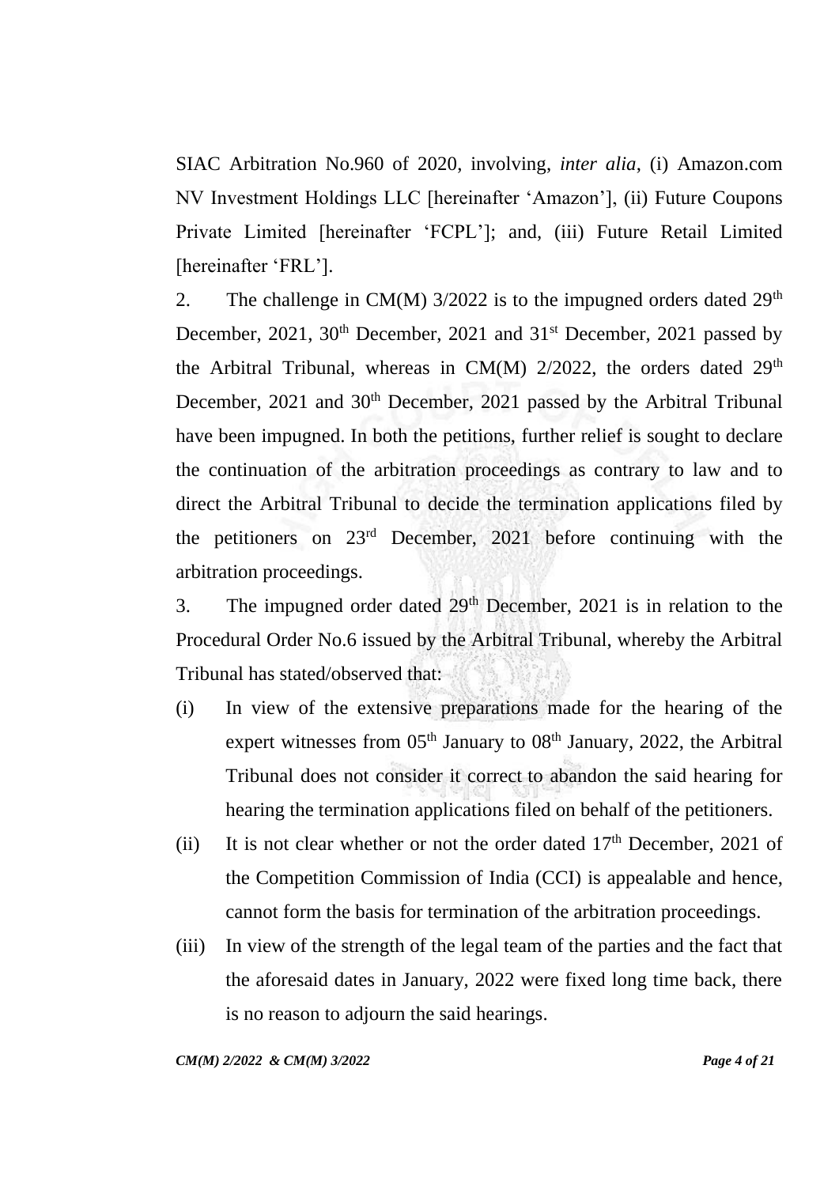SIAC Arbitration No.960 of 2020, involving, *inter alia*, (i) Amazon.com NV Investment Holdings LLC [hereinafter 'Amazon'], (ii) Future Coupons Private Limited [hereinafter 'FCPL']; and, (iii) Future Retail Limited [hereinafter 'FRL'].

2. The challenge in CM(M) 3/2022 is to the impugned orders dated 29th December, 2021, 30th December, 2021 and 31st December, 2021 passed by the Arbitral Tribunal, whereas in CM(M) 2/2022, the orders dated 29th December, 2021 and 30th December, 2021 passed by the Arbitral Tribunal have been impugned. In both the petitions, further relief is sought to declare the continuation of the arbitration proceedings as contrary to law and to direct the Arbitral Tribunal to decide the termination applications filed by the petitioners on 23rd December, 2021 before continuing with the arbitration proceedings.

3. The impugned order dated 29th December, 2021 is in relation to the Procedural Order No.6 issued by the Arbitral Tribunal, whereby the Arbitral Tribunal has stated/observed that:

(i) In view of the extensive preparations made for the hearing of the expert witnesses from 05th January to 08th January, 2022, the Arbitral Tribunal does not consider it correct to abandon the said hearing for hearing the termination applications filed on behalf of the petitioners.

(ii) It is not clear whether or not the order dated 17th December, 2021 of the Competition Commission of India (CCI) is appealable and hence, cannot form the basis for termination of the arbitration proceedings.

(iii) In view of the strength of the legal team of the parties and the fact that the aforesaid dates in January, 2022 were fixed long time back, there is no reason to adjourn the said hearings.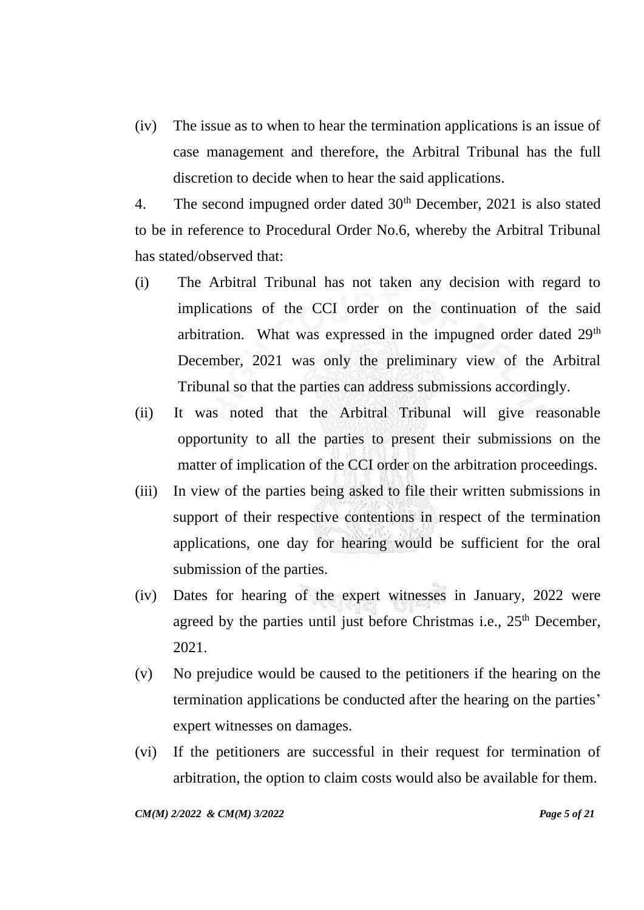(iv) The issue as to when to hear the termination applications is an issue of case management and therefore, the Arbitral Tribunal has the full discretion to decide when to hear the said applications.

4. The second impugned order dated 30th December, 2021 is also stated to be in reference to Procedural Order No.6, whereby the Arbitral Tribunal has stated/observed that:

(i) The Arbitral Tribunal has not taken any decision with regard to implications of the CCI order on the continuation of the said arbitration. What was expressed in the impugned order dated 29th December, 2021 was only the preliminary view of the Arbitral Tribunal so that the parties can address submissions accordingly.

(ii) It was noted that the Arbitral Tribunal will give reasonable opportunity to all the parties to present their submissions on the matter of implication of the CCI order on the arbitration proceedings.

(iii) In view of the parties being asked to file their written submissions in support of their respective contentions in respect of the termination applications, one day for hearing would be sufficient for the oral submission of the parties.

(iv) Dates for hearing of the expert witnesses in January, 2022 were agreed by the parties until just before Christmas i.e., 25th December, 2021.

(v) No prejudice would be caused to the petitioners if the hearing on the termination applications be conducted after the hearing on the parties' expert witnesses on damages.

(vi) If the petitioners are successful in their request for termination of arbitration, the option to claim costs would also be available for them.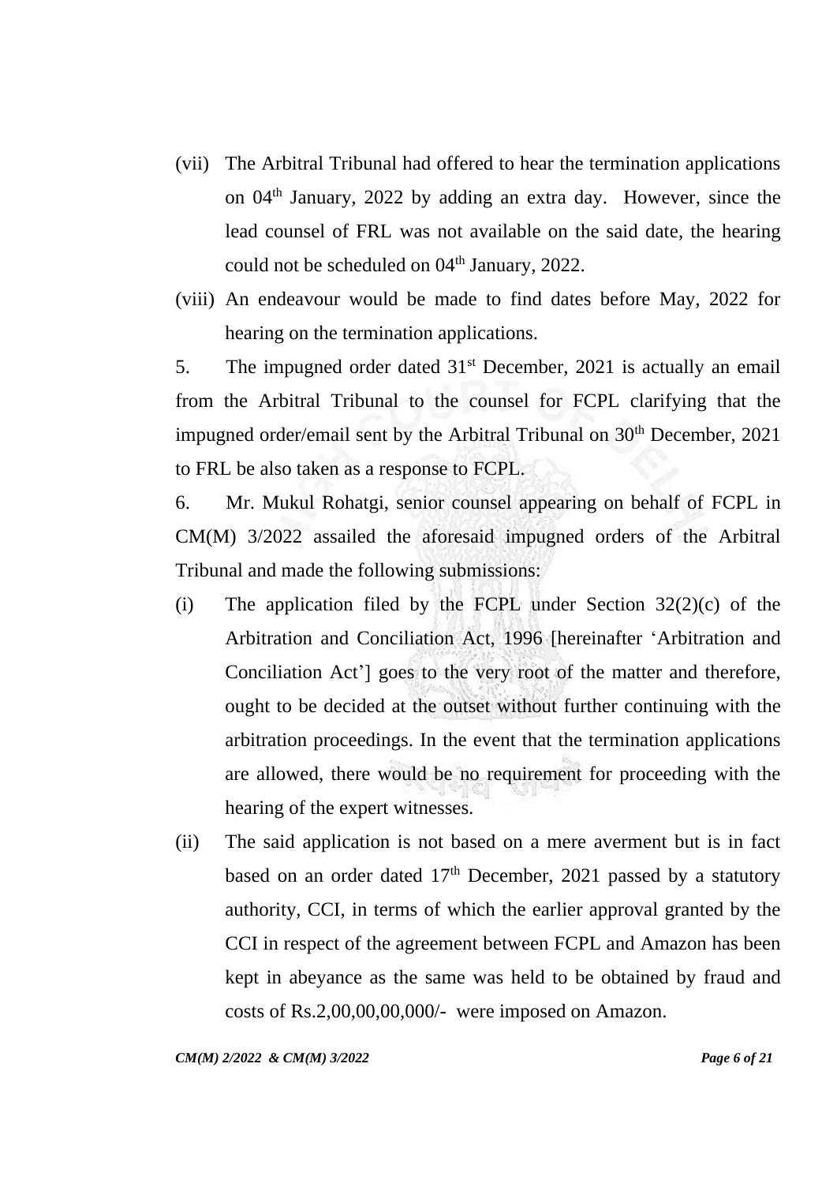(vii) The Arbitral Tribunal had offered to hear the termination applications on 04th January, 2022 by adding an extra day. However, since the lead counsel of FRL was not available on the said date, the hearing could not be scheduled on 04th January, 2022.

(viii) An endeavour would be made to find dates before May, 2022 for hearing on the termination applications.

5. The impugned order dated 31st December, 2021 is actually an email from the Arbitral Tribunal to the counsel for FCPL clarifying that the impugned order/email sent by the Arbitral Tribunal on 30th December, 2021 to FRL be also taken as a response to FCPL.

6. Mr. Mukul Rohatgi, senior counsel appearing on behalf of FCPL in CM(M) 3/2022 assailed the aforesaid impugned orders of the Arbitral Tribunal and made the following submissions:

(i) The application filed by the FCPL under Section 32(2)(c) of the Arbitration and Conciliation Act, 1996 [hereinafter 'Arbitration and Conciliation Act'] goes to the very root of the matter and therefore, ought to be decided at the outset without further continuing with the arbitration proceedings. In the event that the termination applications are allowed, there would be no requirement for proceeding with the hearing of the expert witnesses.

(ii) The said application is not based on a mere averment but is in fact based on an order dated 17th December, 2021 passed by a statutory authority, CCI, in terms of which the earlier approval granted by the CCI in respect of the agreement between FCPL and Amazon has been kept in abeyance as the same was held to be obtained by fraud and costs of Rs.2,00,00,00,000/- were imposed on Amazon.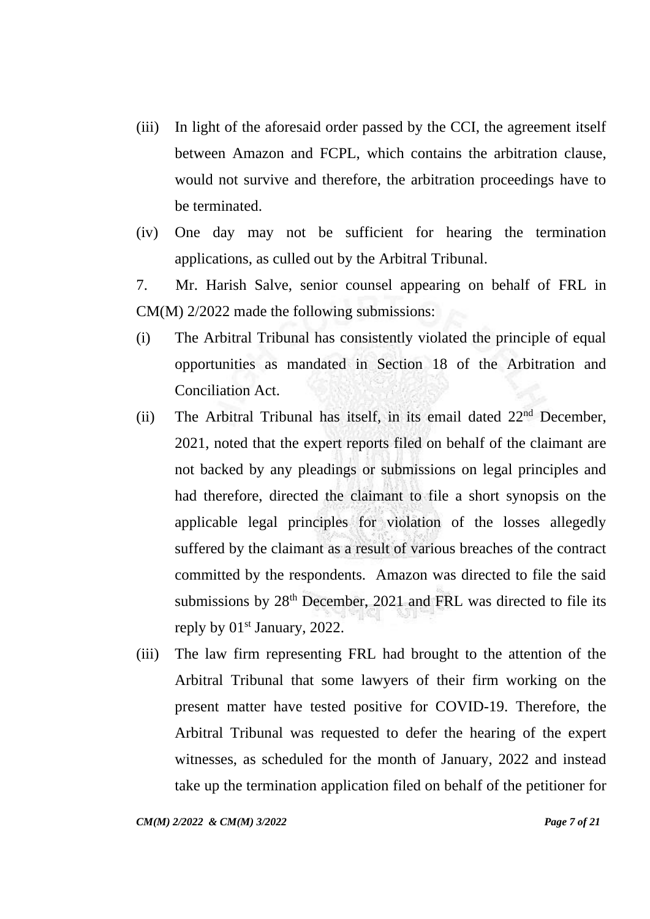(iii) In light of the aforesaid order passed by the CCI, the agreement itself between Amazon and FCPL, which contains the arbitration clause, would not survive and therefore, the arbitration proceedings have to be terminated.

(iv) One day may not be sufficient for hearing the termination applications, as culled out by the Arbitral Tribunal.

7. Mr. Harish Salve, senior counsel appearing on behalf of FRL in CM(M) 2/2022 made the following submissions:

(i) The Arbitral Tribunal has consistently violated the principle of equal opportunities as mandated in Section 18 of the Arbitration and Conciliation Act.

(ii) The Arbitral Tribunal has itself, in its email dated 22nd December, 2021, noted that the expert reports filed on behalf of the claimant are not backed by any pleadings or submissions on legal principles and had therefore, directed the claimant to file a short synopsis on the applicable legal principles for violation of the losses allegedly suffered by the claimant as a result of various breaches of the contract committed by the respondents. Amazon was directed to file the said submissions by 28th December, 2021 and FRL was directed to file its reply by 01st January, 2022.

(iii) The law firm representing FRL had brought to the attention of the Arbitral Tribunal that some lawyers of their firm working on the present matter have tested positive for COVID-19. Therefore, the Arbitral Tribunal was requested to defer the hearing of the expert witnesses, as scheduled for the month of January, 2022 and instead take up the termination application filed on behalf of the petitioner for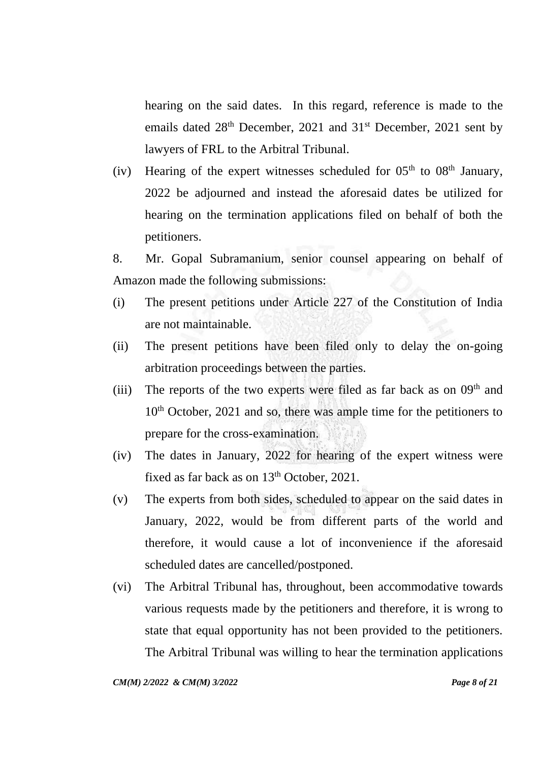hearing on the said dates. In this regard, reference is made to the emails dated 28th December, 2021 and 31st December, 2021 sent by lawyers of FRL to the Arbitral Tribunal.

(iv) Hearing of the expert witnesses scheduled for 05th to 08th January, 2022 be adjourned and instead the aforesaid dates be utilized for hearing on the termination applications filed on behalf of both the petitioners.

8. Mr. Gopal Subramanium, senior counsel appearing on behalf of Amazon made the following submissions:

(i) The present petitions under Article 227 of the Constitution of India are not maintainable.

(ii) The present petitions have been filed only to delay the on-going arbitration proceedings between the parties.

(iii) The reports of the two experts were filed as far back as on 09th and 10th October, 2021 and so, there was ample time for the petitioners to prepare for the cross-examination.

(iv) The dates in January, 2022 for hearing of the expert witness were fixed as far back as on 13th October, 2021.

(v) The experts from both sides, scheduled to appear on the said dates in January, 2022, would be from different parts of the world and therefore, it would cause a lot of inconvenience if the aforesaid scheduled dates are cancelled/postponed.

(vi) The Arbitral Tribunal has, throughout, been accommodative towards various requests made by the petitioners and therefore, it is wrong to state that equal opportunity has not been provided to the petitioners. The Arbitral Tribunal was willing to hear the termination applications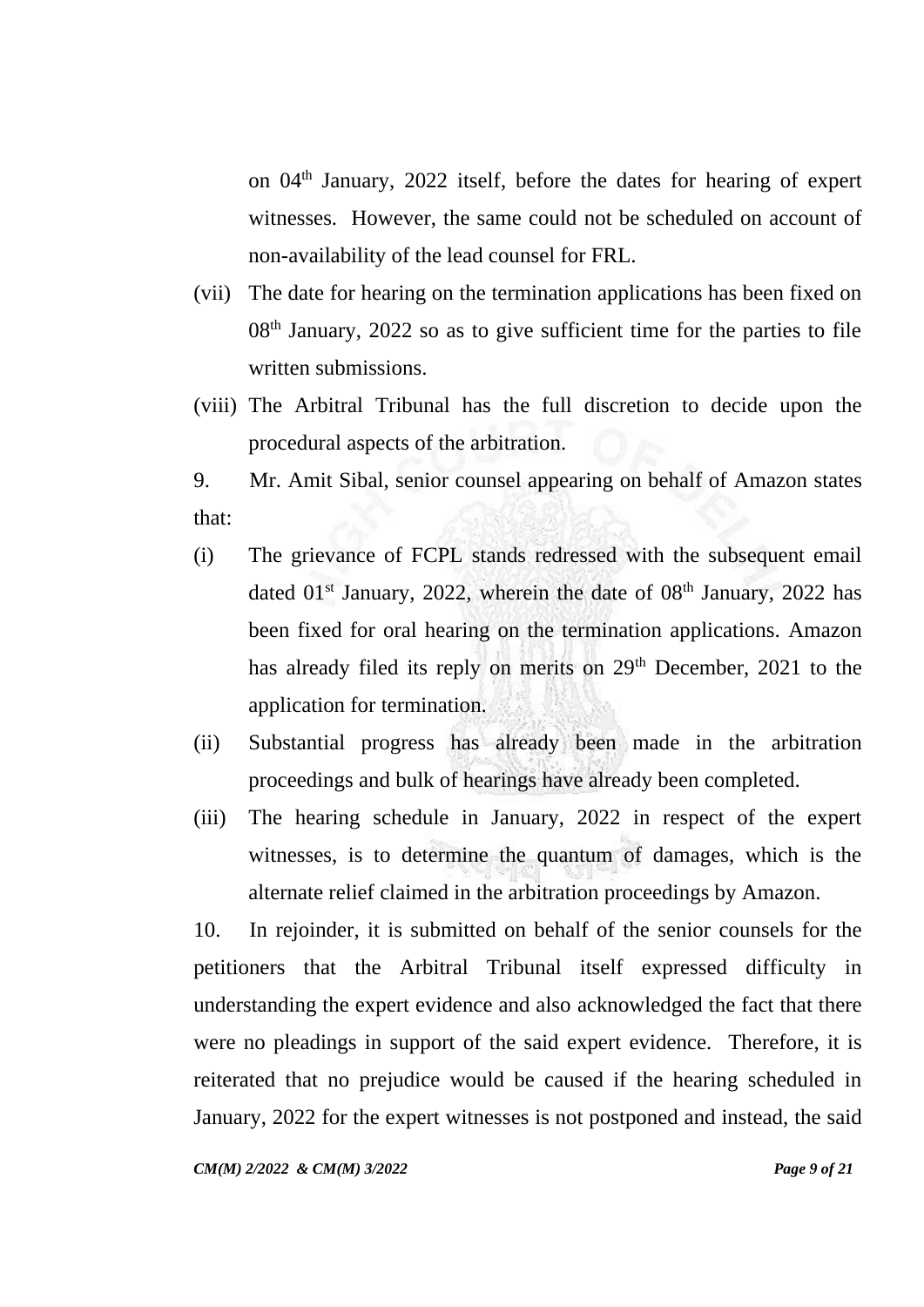on 04th January, 2022 itself, before the dates for hearing of expert witnesses. However, the same could not be scheduled on account of non-availability of the lead counsel for FRL.

(vii) The date for hearing on the termination applications has been fixed on 08th January, 2022 so as to give sufficient time for the parties to file written submissions.

(viii) The Arbitral Tribunal has the full discretion to decide upon the procedural aspects of the arbitration.

9. Mr. Amit Sibal, senior counsel appearing on behalf of Amazon states that:

(i) The grievance of FCPL stands redressed with the subsequent email dated 01st January, 2022, wherein the date of 08th January, 2022 has been fixed for oral hearing on the termination applications. Amazon has already filed its reply on merits on 29th December, 2021 to the application for termination.

(ii) Substantial progress has already been made in the arbitration proceedings and bulk of hearings have already been completed.

(iii) The hearing schedule in January, 2022 in respect of the expert witnesses, is to determine the quantum of damages, which is the alternate relief claimed in the arbitration proceedings by Amazon.

10. In rejoinder, it is submitted on behalf of the senior counsels for the petitioners that the Arbitral Tribunal itself expressed difficulty in understanding the expert evidence and also acknowledged the fact that there were no pleadings in support of the said expert evidence. Therefore, it is reiterated that no prejudice would be caused if the hearing scheduled in January, 2022 for the expert witnesses is not postponed and instead, the said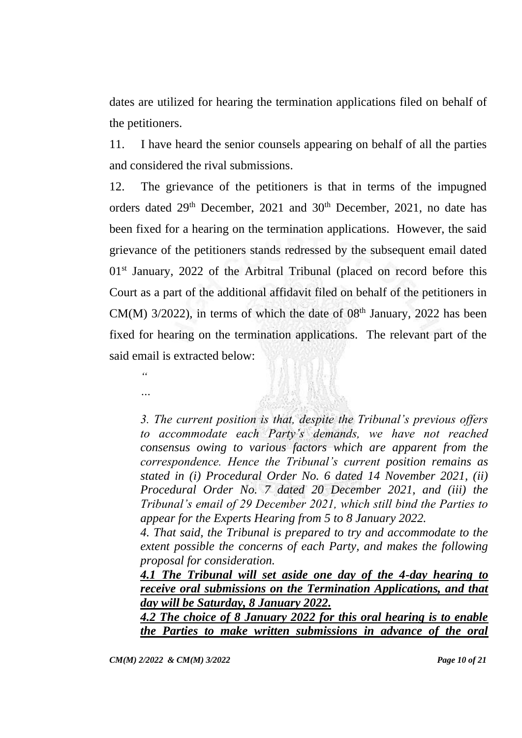dates are utilized for hearing the termination applications filed on behalf of the petitioners.

11. I have heard the senior counsels appearing on behalf of all the parties and considered the rival submissions.

12. The grievance of the petitioners is that in terms of the impugned orders dated 29th December, 2021 and 30th December, 2021, no date has been fixed for a hearing on the termination applications. However, the said grievance of the petitioners stands redressed by the subsequent email dated 01st January, 2022 of the Arbitral Tribunal (placed on record before this Court as a part of the additional affidavit filed on behalf of the petitioners in CM(M) 3/2022), in terms of which the date of 08th January, 2022 has been fixed for hearing on the termination applications. The relevant part of the said email is extracted below:

> *"*
>
> *...*
>
> *3. The current position is that, despite the Tribunal's previous offers to accommodate each Party's demands, we have not reached consensus owing to various factors which are apparent from the correspondence. Hence the Tribunal's current position remains as stated in (i) Procedural Order No. 6 dated 14 November 2021, (ii) Procedural Order No. 7 dated 20 December 2021, and (iii) the Tribunal's email of 29 December 2021, which still bind the Parties to appear for the Experts Hearing from 5 to 8 January 2022.*
>
> *4. That said, the Tribunal is prepared to try and accommodate to the extent possible the concerns of each Party, and makes the following proposal for consideration.*
>
> ***<u>4.1 The Tribunal will set aside one day of the 4-day hearing to receive oral submissions on the Termination Applications, and that day will be Saturday, 8 January 2022.</u>***
>
> ***<u>4.2 The choice of 8 January 2022 for this oral hearing is to enable the Parties to make written submissions in advance of the oral</u>***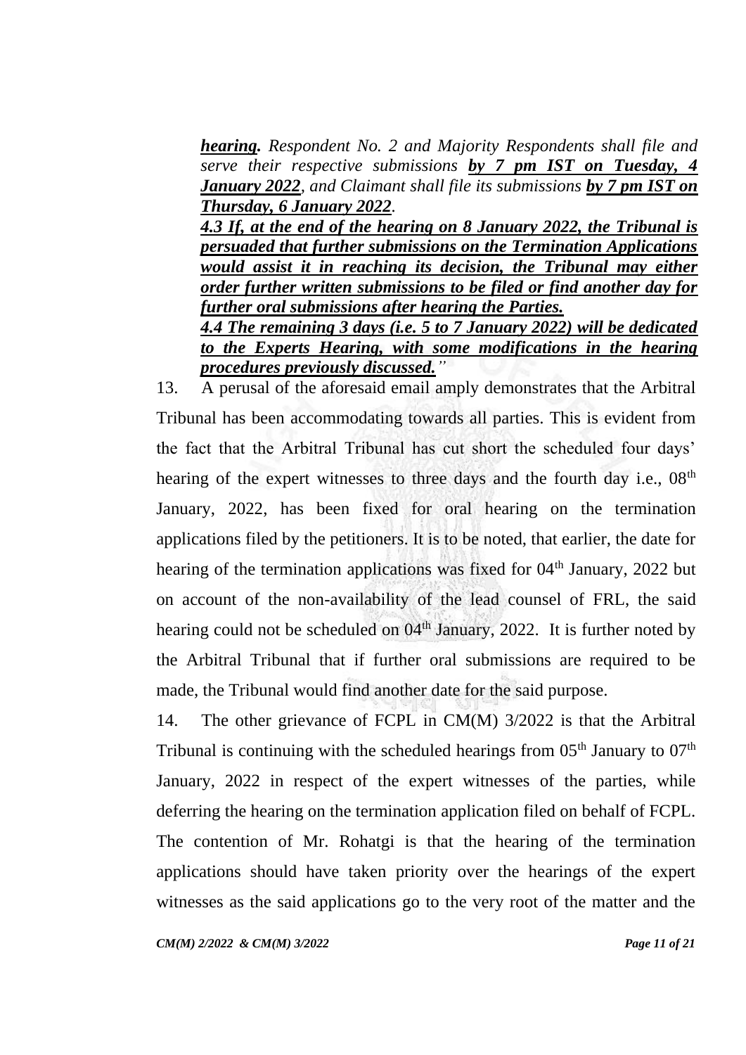> ***hearing.*** *Respondent No. 2 and Majority Respondents shall file and serve their respective submissions* ***by 7 pm IST on Tuesday, 4 January 2022****, and Claimant shall file its submissions* ***by 7 pm IST on Thursday, 6 January 2022****.*
>
> ***4.3 If, at the end of the hearing on 8 January 2022, the Tribunal is persuaded that further submissions on the Termination Applications would assist it in reaching its decision, the Tribunal may either order further written submissions to be filed or find another day for further oral submissions after hearing the Parties.***
>
> ***4.4 The remaining 3 days (i.e. 5 to 7 January 2022) will be dedicated to the Experts Hearing, with some modifications in the hearing procedures previously discussed.****"*

13. A perusal of the aforesaid email amply demonstrates that the Arbitral Tribunal has been accommodating towards all parties. This is evident from the fact that the Arbitral Tribunal has cut short the scheduled four days' hearing of the expert witnesses to three days and the fourth day i.e., 08th January, 2022, has been fixed for oral hearing on the termination applications filed by the petitioners. It is to be noted, that earlier, the date for hearing of the termination applications was fixed for 04th January, 2022 but on account of the non-availability of the lead counsel of FRL, the said hearing could not be scheduled on 04th January, 2022. It is further noted by the Arbitral Tribunal that if further oral submissions are required to be made, the Tribunal would find another date for the said purpose.

14. The other grievance of FCPL in CM(M) 3/2022 is that the Arbitral Tribunal is continuing with the scheduled hearings from 05th January to 07th January, 2022 in respect of the expert witnesses of the parties, while deferring the hearing on the termination application filed on behalf of FCPL. The contention of Mr. Rohatgi is that the hearing of the termination applications should have taken priority over the hearings of the expert witnesses as the said applications go to the very root of the matter and the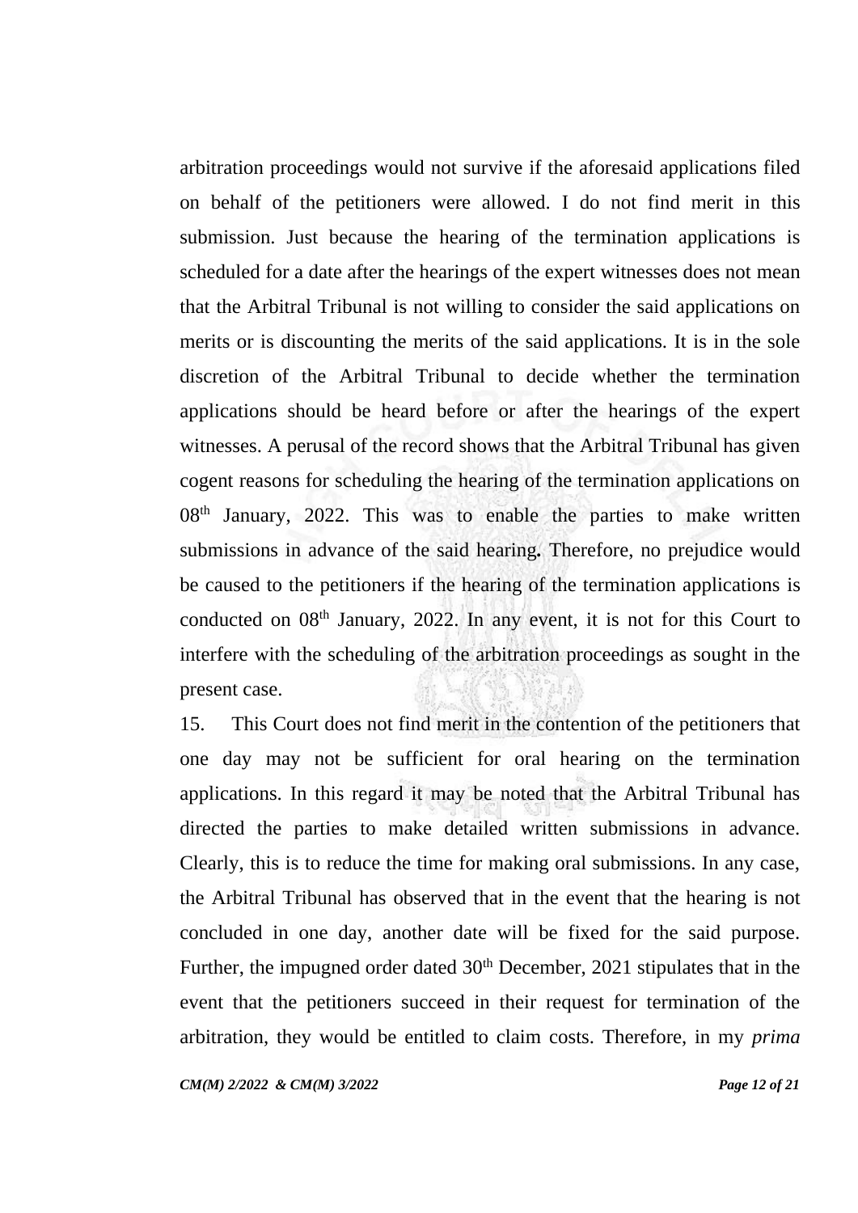arbitration proceedings would not survive if the aforesaid applications filed on behalf of the petitioners were allowed. I do not find merit in this submission. Just because the hearing of the termination applications is scheduled for a date after the hearings of the expert witnesses does not mean that the Arbitral Tribunal is not willing to consider the said applications on merits or is discounting the merits of the said applications. It is in the sole discretion of the Arbitral Tribunal to decide whether the termination applications should be heard before or after the hearings of the expert witnesses. A perusal of the record shows that the Arbitral Tribunal has given cogent reasons for scheduling the hearing of the termination applications on 08th January, 2022. This was to enable the parties to make written submissions in advance of the said hearing. Therefore, no prejudice would be caused to the petitioners if the hearing of the termination applications is conducted on 08th January, 2022. In any event, it is not for this Court to interfere with the scheduling of the arbitration proceedings as sought in the present case.

15. This Court does not find merit in the contention of the petitioners that one day may not be sufficient for oral hearing on the termination applications. In this regard it may be noted that the Arbitral Tribunal has directed the parties to make detailed written submissions in advance. Clearly, this is to reduce the time for making oral submissions. In any case, the Arbitral Tribunal has observed that in the event that the hearing is not concluded in one day, another date will be fixed for the said purpose. Further, the impugned order dated 30th December, 2021 stipulates that in the event that the petitioners succeed in their request for termination of the arbitration, they would be entitled to claim costs. Therefore, in my *prima*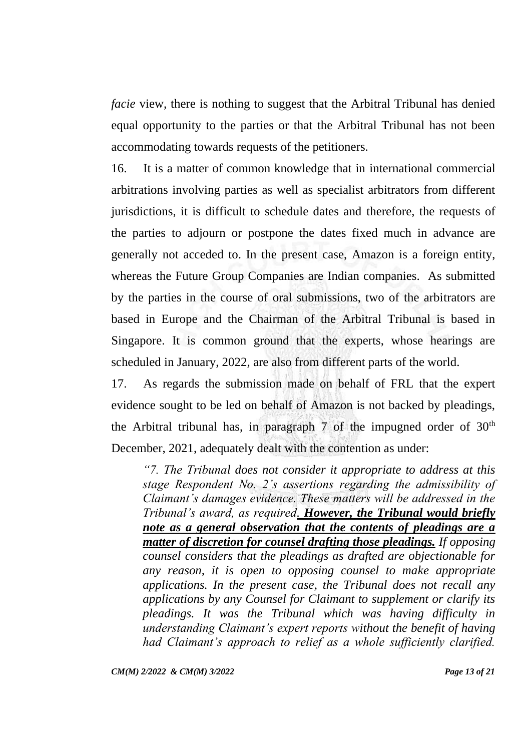*facie* view, there is nothing to suggest that the Arbitral Tribunal has denied equal opportunity to the parties or that the Arbitral Tribunal has not been accommodating towards requests of the petitioners.

16. It is a matter of common knowledge that in international commercial arbitrations involving parties as well as specialist arbitrators from different jurisdictions, it is difficult to schedule dates and therefore, the requests of the parties to adjourn or postpone the dates fixed much in advance are generally not acceded to. In the present case, Amazon is a foreign entity, whereas the Future Group Companies are Indian companies. As submitted by the parties in the course of oral submissions, two of the arbitrators are based in Europe and the Chairman of the Arbitral Tribunal is based in Singapore. It is common ground that the experts, whose hearings are scheduled in January, 2022, are also from different parts of the world.

17. As regards the submission made on behalf of FRL that the expert evidence sought to be led on behalf of Amazon is not backed by pleadings, the Arbitral tribunal has, in paragraph 7 of the impugned order of 30th December, 2021, adequately dealt with the contention as under:

> *"7. The Tribunal does not consider it appropriate to address at this stage Respondent No. 2's assertions regarding the admissibility of Claimant's damages evidence. These matters will be addressed in the Tribunal's award, as required.* ***However, the Tribunal would briefly note as a general observation that the contents of pleadings are a matter of discretion for counsel drafting those pleadings.*** *If opposing counsel considers that the pleadings as drafted are objectionable for any reason, it is open to opposing counsel to make appropriate applications. In the present case, the Tribunal does not recall any applications by any Counsel for Claimant to supplement or clarify its pleadings. It was the Tribunal which was having difficulty in understanding Claimant's expert reports without the benefit of having had Claimant's approach to relief as a whole sufficiently clarified.*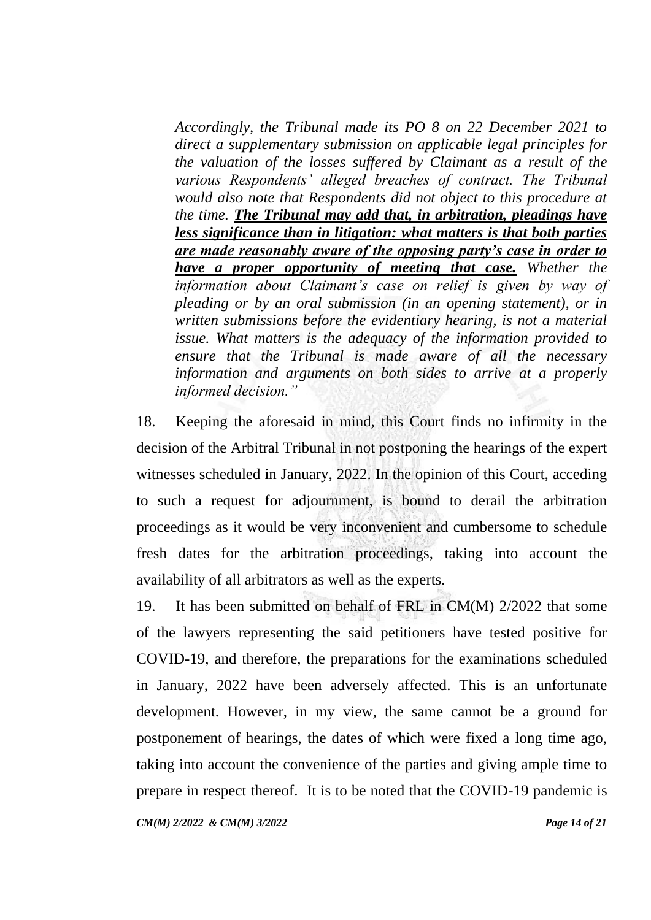> *Accordingly, the Tribunal made its PO 8 on 22 December 2021 to direct a supplementary submission on applicable legal principles for the valuation of the losses suffered by Claimant as a result of the various Respondents' alleged breaches of contract. The Tribunal would also note that Respondents did not object to this procedure at the time.* ***<u>The Tribunal may add that, in arbitration, pleadings have less significance than in litigation: what matters is that both parties are made reasonably aware of the opposing party's case in order to have a proper opportunity of meeting that case.</u>*** *Whether the information about Claimant's case on relief is given by way of pleading or by an oral submission (in an opening statement), or in written submissions before the evidentiary hearing, is not a material issue. What matters is the adequacy of the information provided to ensure that the Tribunal is made aware of all the necessary information and arguments on both sides to arrive at a properly informed decision."*

18. Keeping the aforesaid in mind, this Court finds no infirmity in the decision of the Arbitral Tribunal in not postponing the hearings of the expert witnesses scheduled in January, 2022. In the opinion of this Court, acceding to such a request for adjournment, is bound to derail the arbitration proceedings as it would be very inconvenient and cumbersome to schedule fresh dates for the arbitration proceedings, taking into account the availability of all arbitrators as well as the experts.

19. It has been submitted on behalf of FRL in CM(M) 2/2022 that some of the lawyers representing the said petitioners have tested positive for COVID-19, and therefore, the preparations for the examinations scheduled in January, 2022 have been adversely affected. This is an unfortunate development. However, in my view, the same cannot be a ground for postponement of hearings, the dates of which were fixed a long time ago, taking into account the convenience of the parties and giving ample time to prepare in respect thereof. It is to be noted that the COVID-19 pandemic is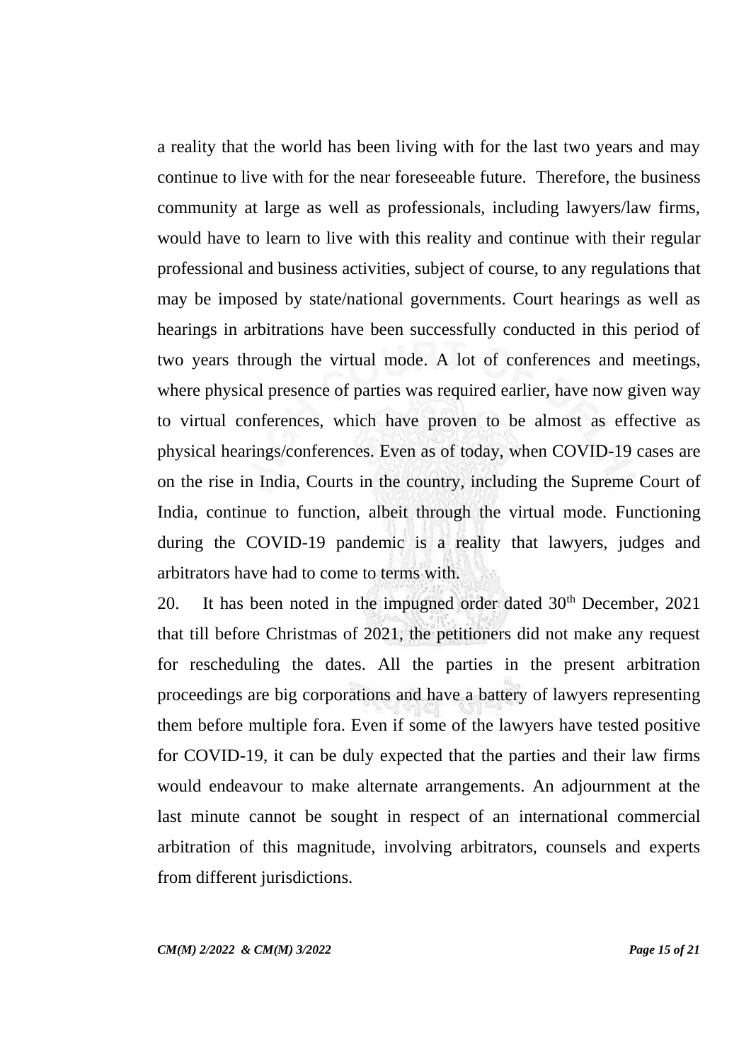a reality that the world has been living with for the last two years and may continue to live with for the near foreseeable future. Therefore, the business community at large as well as professionals, including lawyers/law firms, would have to learn to live with this reality and continue with their regular professional and business activities, subject of course, to any regulations that may be imposed by state/national governments. Court hearings as well as hearings in arbitrations have been successfully conducted in this period of two years through the virtual mode. A lot of conferences and meetings, where physical presence of parties was required earlier, have now given way to virtual conferences, which have proven to be almost as effective as physical hearings/conferences. Even as of today, when COVID-19 cases are on the rise in India, Courts in the country, including the Supreme Court of India, continue to function, albeit through the virtual mode. Functioning during the COVID-19 pandemic is a reality that lawyers, judges and arbitrators have had to come to terms with.

20. It has been noted in the impugned order dated 30th December, 2021 that till before Christmas of 2021, the petitioners did not make any request for rescheduling the dates. All the parties in the present arbitration proceedings are big corporations and have a battery of lawyers representing them before multiple fora. Even if some of the lawyers have tested positive for COVID-19, it can be duly expected that the parties and their law firms would endeavour to make alternate arrangements. An adjournment at the last minute cannot be sought in respect of an international commercial arbitration of this magnitude, involving arbitrators, counsels and experts from different jurisdictions.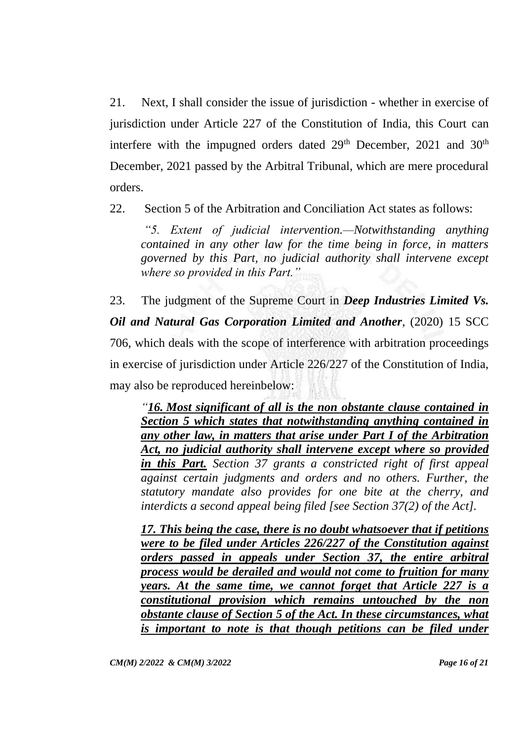21. Next, I shall consider the issue of jurisdiction - whether in exercise of jurisdiction under Article 227 of the Constitution of India, this Court can interfere with the impugned orders dated 29th December, 2021 and 30th December, 2021 passed by the Arbitral Tribunal, which are mere procedural orders.

22. Section 5 of the Arbitration and Conciliation Act states as follows:

> *"5. Extent of judicial intervention.—Notwithstanding anything contained in any other law for the time being in force, in matters governed by this Part, no judicial authority shall intervene except where so provided in this Part."*

23. The judgment of the Supreme Court in ***Deep Industries Limited Vs. Oil and Natural Gas Corporation Limited and Another***, (2020) 15 SCC 706, which deals with the scope of interference with arbitration proceedings in exercise of jurisdiction under Article 226/227 of the Constitution of India, may also be reproduced hereinbelow:

> *"**<u>16. Most significant of all is the non obstante clause contained in Section 5 which states that notwithstanding anything contained in any other law, in matters that arise under Part I of the Arbitration Act, no judicial authority shall intervene except where so provided in this Part.</u>** Section 37 grants a constricted right of first appeal against certain judgments and orders and no others. Further, the statutory mandate also provides for one bite at the cherry, and interdicts a second appeal being filed [see Section 37(2) of the Act].*
>
> ***<u>17. This being the case, there is no doubt whatsoever that if petitions were to be filed under Articles 226/227 of the Constitution against orders passed in appeals under Section 37, the entire arbitral process would be derailed and would not come to fruition for many years. At the same time, we cannot forget that Article 227 is a constitutional provision which remains untouched by the non obstante clause of Section 5 of the Act. In these circumstances, what is important to note is that though petitions can be filed under</u>***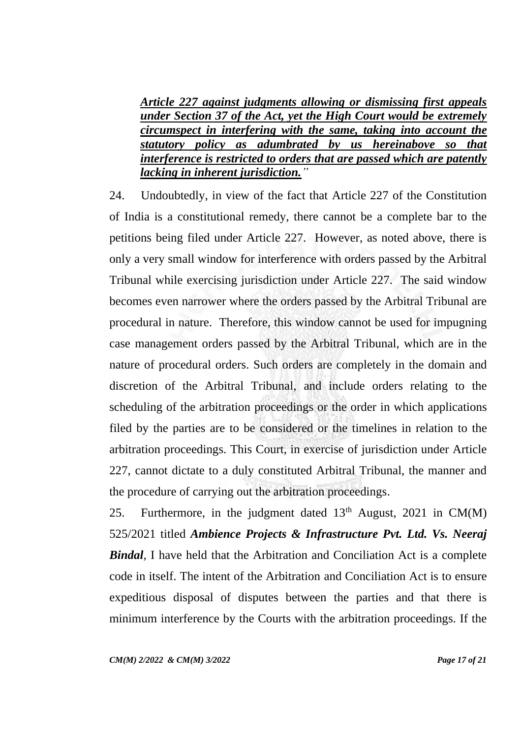***Article 227 against judgments allowing or dismissing first appeals under Section 37 of the Act, yet the High Court would be extremely circumspect in interfering with the same, taking into account the statutory policy as adumbrated by us hereinabove so that interference is restricted to orders that are passed which are patently lacking in inherent jurisdiction.***"

24. Undoubtedly, in view of the fact that Article 227 of the Constitution of India is a constitutional remedy, there cannot be a complete bar to the petitions being filed under Article 227. However, as noted above, there is only a very small window for interference with orders passed by the Arbitral Tribunal while exercising jurisdiction under Article 227. The said window becomes even narrower where the orders passed by the Arbitral Tribunal are procedural in nature. Therefore, this window cannot be used for impugning case management orders passed by the Arbitral Tribunal, which are in the nature of procedural orders. Such orders are completely in the domain and discretion of the Arbitral Tribunal, and include orders relating to the scheduling of the arbitration proceedings or the order in which applications filed by the parties are to be considered or the timelines in relation to the arbitration proceedings. This Court, in exercise of jurisdiction under Article 227, cannot dictate to a duly constituted Arbitral Tribunal, the manner and the procedure of carrying out the arbitration proceedings.

25. Furthermore, in the judgment dated 13th August, 2021 in CM(M) 525/2021 titled ***Ambience Projects & Infrastructure Pvt. Ltd. Vs. Neeraj Bindal***, I have held that the Arbitration and Conciliation Act is a complete code in itself. The intent of the Arbitration and Conciliation Act is to ensure expeditious disposal of disputes between the parties and that there is minimum interference by the Courts with the arbitration proceedings. If the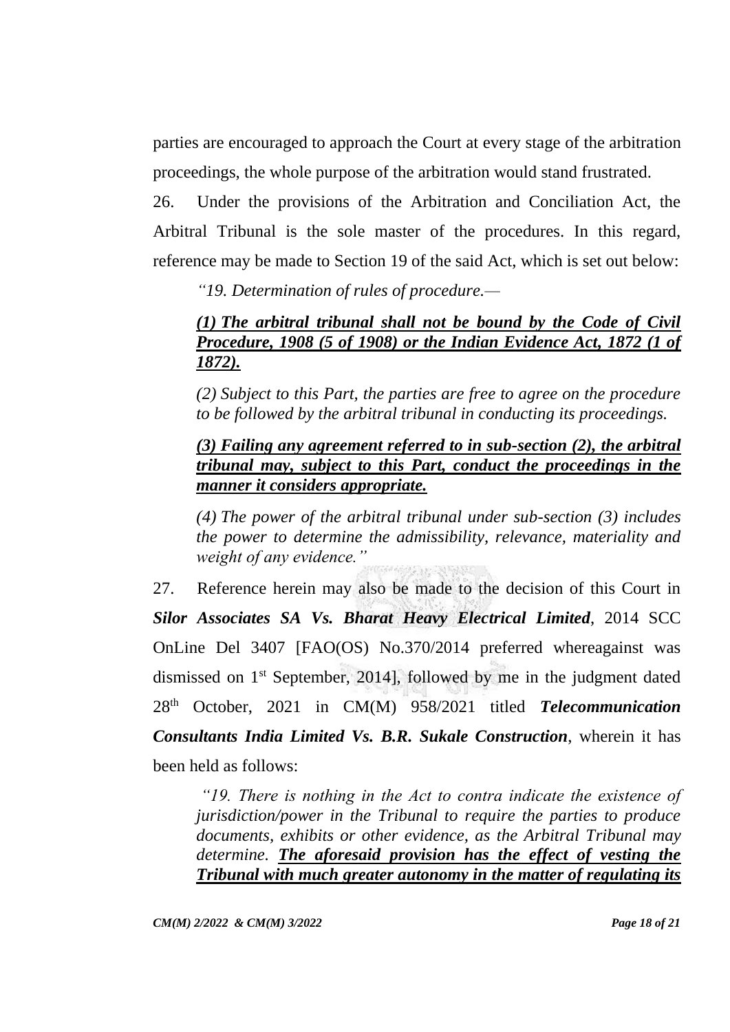parties are encouraged to approach the Court at every stage of the arbitration proceedings, the whole purpose of the arbitration would stand frustrated.

26. Under the provisions of the Arbitration and Conciliation Act, the Arbitral Tribunal is the sole master of the procedures. In this regard, reference may be made to Section 19 of the said Act, which is set out below:

> *"19. Determination of rules of procedure.—*
>
> ***(1) The arbitral tribunal shall not be bound by the Code of Civil Procedure, 1908 (5 of 1908) or the Indian Evidence Act, 1872 (1 of 1872).***
>
> *(2) Subject to this Part, the parties are free to agree on the procedure to be followed by the arbitral tribunal in conducting its proceedings.*
>
> ***(3) Failing any agreement referred to in sub-section (2), the arbitral tribunal may, subject to this Part, conduct the proceedings in the manner it considers appropriate.***
>
> *(4) The power of the arbitral tribunal under sub-section (3) includes the power to determine the admissibility, relevance, materiality and weight of any evidence."*

27. Reference herein may also be made to the decision of this Court in ***Silor Associates SA Vs. Bharat Heavy Electrical Limited***, 2014 SCC OnLine Del 3407 [FAO(OS) No.370/2014 preferred whereagainst was dismissed on 1st September, 2014], followed by me in the judgment dated 28th October, 2021 in CM(M) 958/2021 titled ***Telecommunication Consultants India Limited Vs. B.R. Sukale Construction***, wherein it has been held as follows:

> *"19. There is nothing in the Act to contra indicate the existence of jurisdiction/power in the Tribunal to require the parties to produce documents, exhibits or other evidence, as the Arbitral Tribunal may determine.* ***The aforesaid provision has the effect of vesting the Tribunal with much greater autonomy in the matter of regulating its***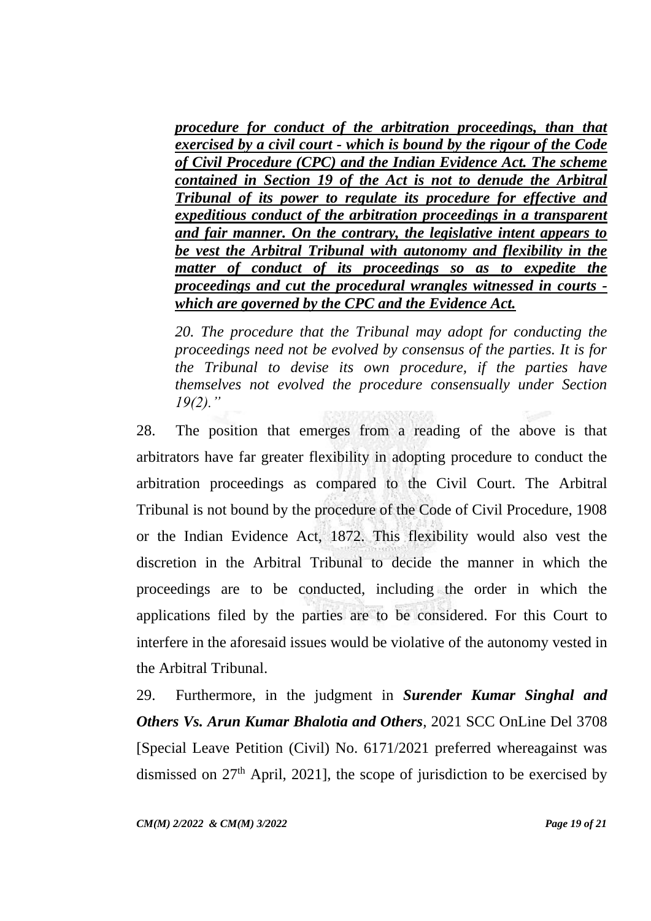> ***procedure for conduct of the arbitration proceedings, than that exercised by a civil court - which is bound by the rigour of the Code of Civil Procedure (CPC) and the Indian Evidence Act. The scheme contained in Section 19 of the Act is not to denude the Arbitral Tribunal of its power to regulate its procedure for effective and expeditious conduct of the arbitration proceedings in a transparent and fair manner. On the contrary, the legislative intent appears to be vest the Arbitral Tribunal with autonomy and flexibility in the matter of conduct of its proceedings so as to expedite the proceedings and cut the procedural wrangles witnessed in courts - which are governed by the CPC and the Evidence Act.***
>
> *20. The procedure that the Tribunal may adopt for conducting the proceedings need not be evolved by consensus of the parties. It is for the Tribunal to devise its own procedure, if the parties have themselves not evolved the procedure consensually under Section 19(2)."*

28. The position that emerges from a reading of the above is that arbitrators have far greater flexibility in adopting procedure to conduct the arbitration proceedings as compared to the Civil Court. The Arbitral Tribunal is not bound by the procedure of the Code of Civil Procedure, 1908 or the Indian Evidence Act, 1872. This flexibility would also vest the discretion in the Arbitral Tribunal to decide the manner in which the proceedings are to be conducted, including the order in which the applications filed by the parties are to be considered. For this Court to interfere in the aforesaid issues would be violative of the autonomy vested in the Arbitral Tribunal.

29. Furthermore, in the judgment in ***Surender Kumar Singhal and Others Vs. Arun Kumar Bhalotia and Others***, 2021 SCC OnLine Del 3708 [Special Leave Petition (Civil) No. 6171/2021 preferred whereagainst was dismissed on 27th April, 2021], the scope of jurisdiction to be exercised by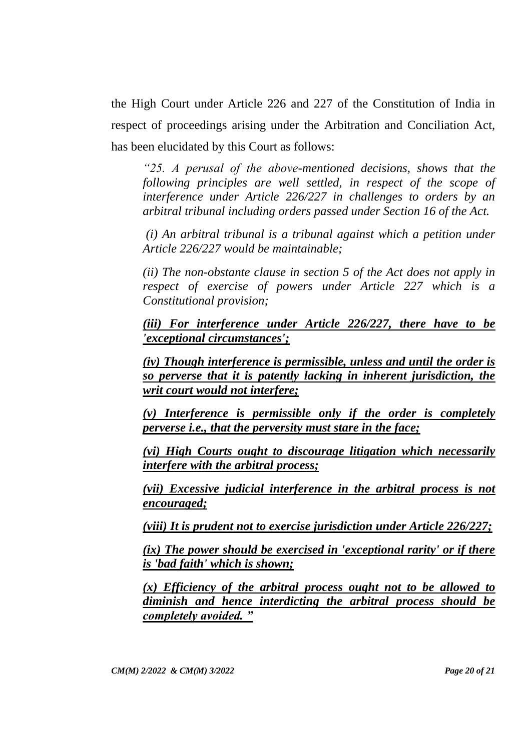the High Court under Article 226 and 227 of the Constitution of India in respect of proceedings arising under the Arbitration and Conciliation Act, has been elucidated by this Court as follows:

> *"25. A perusal of the above-mentioned decisions, shows that the following principles are well settled, in respect of the scope of interference under Article 226/227 in challenges to orders by an arbitral tribunal including orders passed under Section 16 of the Act.*
>
> *(i) An arbitral tribunal is a tribunal against which a petition under Article 226/227 would be maintainable;*
>
> *(ii) The non-obstante clause in section 5 of the Act does not apply in respect of exercise of powers under Article 227 which is a Constitutional provision;*
>
> ***(iii) For interference under Article 226/227, there have to be 'exceptional circumstances';***
>
> ***(iv) Though interference is permissible, unless and until the order is so perverse that it is patently lacking in inherent jurisdiction, the writ court would not interfere;***
>
> ***(v) Interference is permissible only if the order is completely perverse i.e., that the perversity must stare in the face;***
>
> ***(vi) High Courts ought to discourage litigation which necessarily interfere with the arbitral process;***
>
> ***(vii) Excessive judicial interference in the arbitral process is not encouraged;***
>
> ***(viii) It is prudent not to exercise jurisdiction under Article 226/227;***
>
> ***(ix) The power should be exercised in 'exceptional rarity' or if there is 'bad faith' which is shown;***
>
> ***(x) Efficiency of the arbitral process ought not to be allowed to diminish and hence interdicting the arbitral process should be completely avoided."***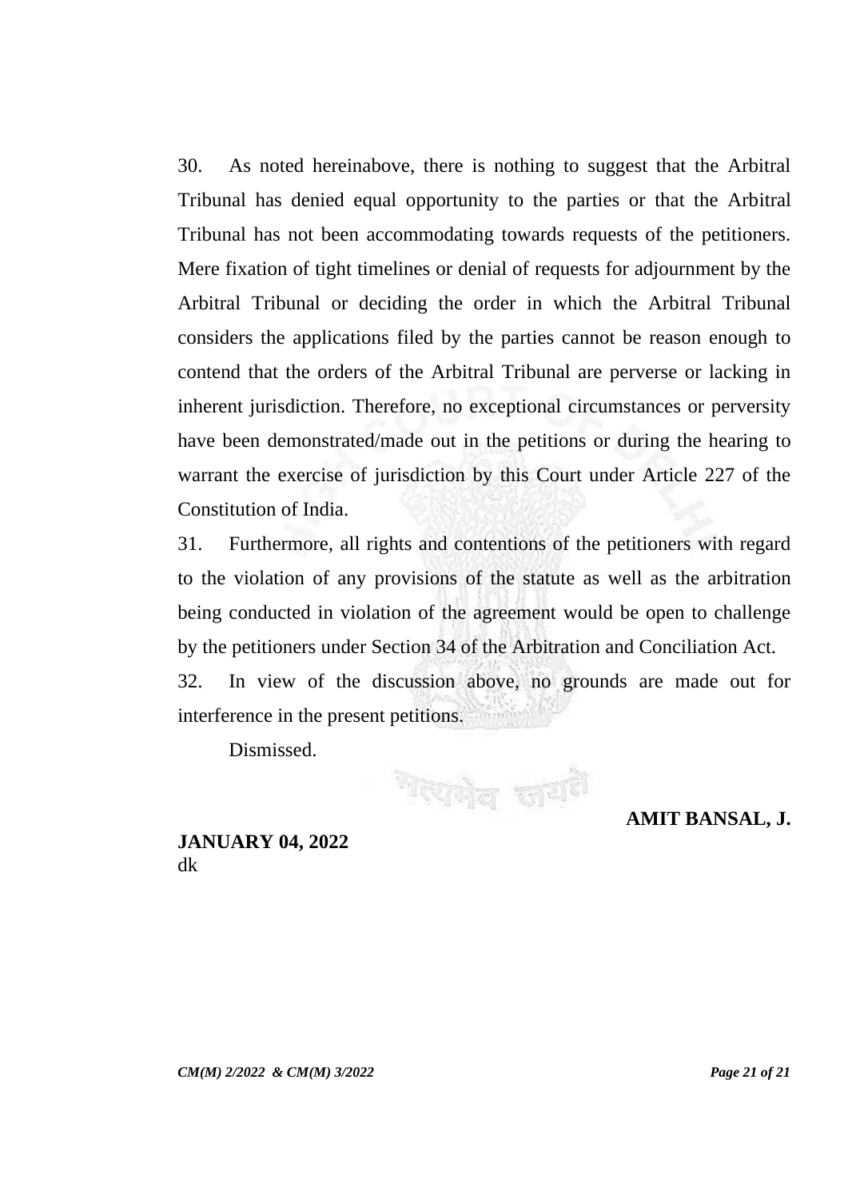30. As noted hereinabove, there is nothing to suggest that the Arbitral Tribunal has denied equal opportunity to the parties or that the Arbitral Tribunal has not been accommodating towards requests of the petitioners. Mere fixation of tight timelines or denial of requests for adjournment by the Arbitral Tribunal or deciding the order in which the Arbitral Tribunal considers the applications filed by the parties cannot be reason enough to contend that the orders of the Arbitral Tribunal are perverse or lacking in inherent jurisdiction. Therefore, no exceptional circumstances or perversity have been demonstrated/made out in the petitions or during the hearing to warrant the exercise of jurisdiction by this Court under Article 227 of the Constitution of India.

31. Furthermore, all rights and contentions of the petitioners with regard to the violation of any provisions of the statute as well as the arbitration being conducted in violation of the agreement would be open to challenge by the petitioners under Section 34 of the Arbitration and Conciliation Act.

32. In view of the discussion above, no grounds are made out for interference in the present petitions.

Dismissed.

**AMIT BANSAL, J.**

**JANUARY 04, 2022**
dk